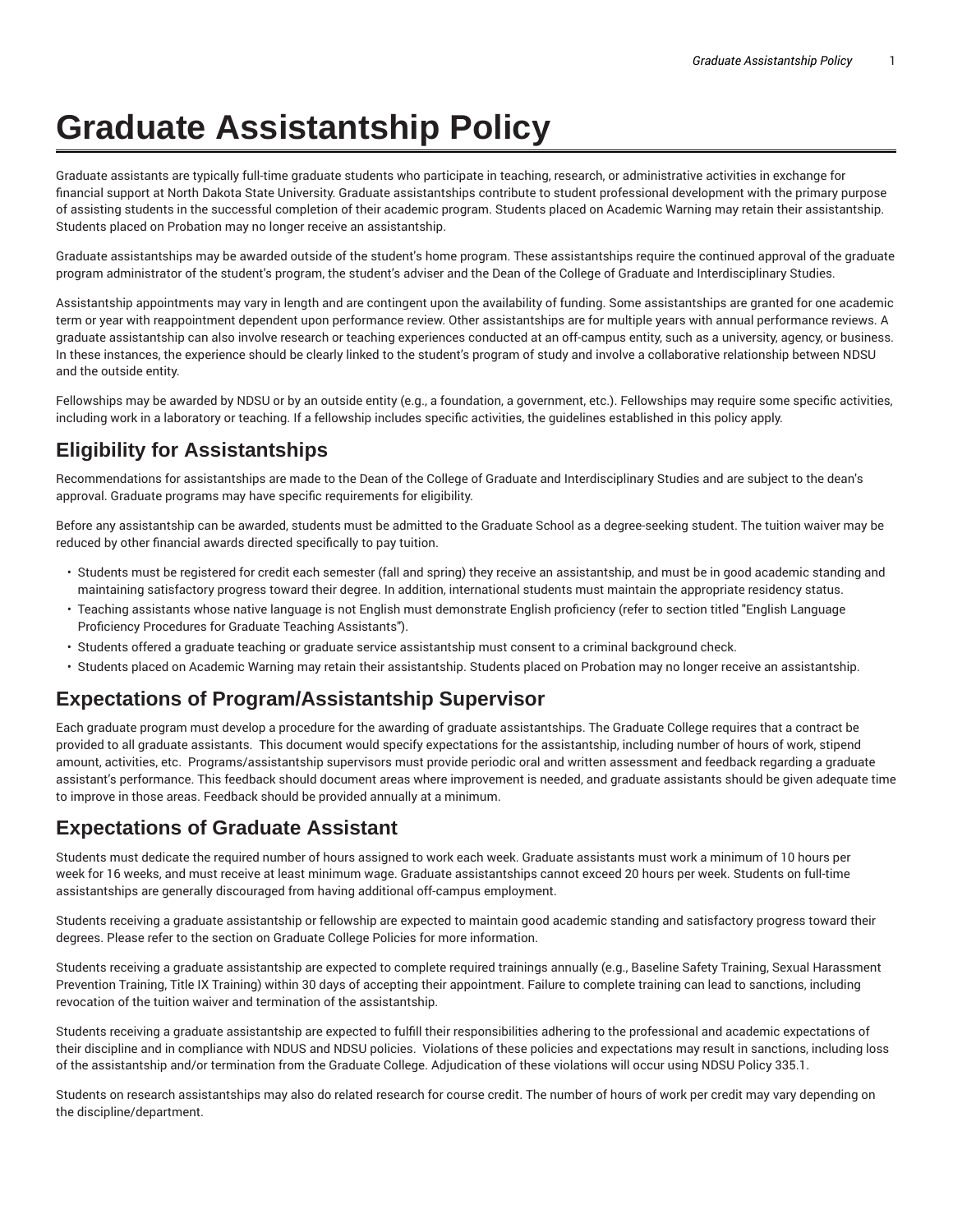# Graduate Assistantship Policy

Graduate assistants are typically full-time graduate students who participate in teaching, research, or administrative activities in exchange for financial support at North Dakota State University. Graduate assistantships contribute to student professional development with the primary purpose of assisting students in the successful completion of their academic program. Students placed on Academic Warning may retain their assistantship. Students placed on Probation may no longer receive an assistantship.

Graduate assistantships may be awarded outside of the student's home program. These assistantships require the continued approval of the graduate program administrator of the student's program, the student's adviser and the Dean of the College of Graduate and Interdisciplinary Studies.

Assistantship appointments may vary in length and are contingent upon the availability of funding. Some assistantships are granted for one academic term or year with reappointment dependent upon performance review. Other assistantships are for multiple years with annual performance reviews. A graduate assistantship can also involve research or teaching experiences conducted at an off-campus entity, such as a university, agency, or business. In these instances, the experience should be clearly linked to the student's program of study and involve a collaborative relationship between NDSU and the outside entity.

Fellowships may be awarded by NDSU or by an outside entity (e.g., a foundation, a government, etc.). Fellowships may require some specific activities, including work in a laboratory or teaching. If a fellowship includes specific activities, the guidelines established in this policy apply.

## Eligibility for Assistantships

Recommendations for assistantships are made to the Dean of the College of Graduate and Interdisciplinary Studies and are subject to the dean's approval. Graduate programs may have specific requirements for eligibility.

Before any assistantship can be awarded, students must be admitted to the Graduate School as a degree-seeking student. The tuition waiver may be reduced by other financial awards directed specifically to pay tuition.

- Students must be registered for credit each semester (fall and spring) they receive an assistantship, and must be in good academic standing and maintaining satisfactory progress toward their degree. In addition, international students must maintain the appropriate residency status.
- Teaching assistants whose native language is not English must demonstrate English proficiency (refer to section titled "English Language Proficiency Procedures for Graduate Teaching Assistants").
- Students offered a graduate teaching or graduate service assistantship must consent to a criminal background check.
- Students placed on Academic Warning may retain their assistantship. Students placed on Probation may no longer receive an assistantship.

## Expectations of Program/Assistantship Supervisor

Each graduate program must develop a procedure for the awarding of graduate assistantships. The Graduate College requires that a contract be provided to all graduate assistants. This document would specify expectations for the assistantship, including number of hours of work, stipend amount, activities, etc. Programs/assistantship supervisors must provide periodic oral and written assessment and feedback regarding a graduate assistant's performance. This feedback should document areas where improvement is needed, and graduate assistants should be given adequate time to improve in those areas. Feedback should be provided annually at a minimum.

## Expectations of Graduate Assistant

Students must dedicate the required number of hours assigned to work each week. Graduate assistants must work a minimum of 10 hours per week for 16 weeks, and must receive at least minimum wage. Graduate assistantships cannot exceed 20 hours per week. Students on full-time assistantships are generally discouraged from having additional off-campus employment.

Students receiving a graduate assistantship or fellowship are expected to maintain good academic standing and satisfactory progress toward their degrees. Please refer to the section on Graduate College Policies for more information.

Students receiving a graduate assistantship are expected to complete required trainings annually (e.g., Baseline Safety Training, Sexual Harassment Prevention Training, Title IX Training) within 30 days of accepting their appointment. Failure to complete training can lead to sanctions, including revocation of the tuition waiver and termination of the assistantship.

Students receiving a graduate assistantship are expected to fulfill their responsibilities adhering to the professional and academic expectations of their discipline and in compliance with NDUS and NDSU policies. Violations of these policies and expectations may result in sanctions, including loss of the assistantship and/or termination from the Graduate College. Adjudication of these violations will occur using NDSU Policy 335.1.

Students on research assistantships may also do related research for course credit. The number of hours of work per credit may vary depending on the discipline/department.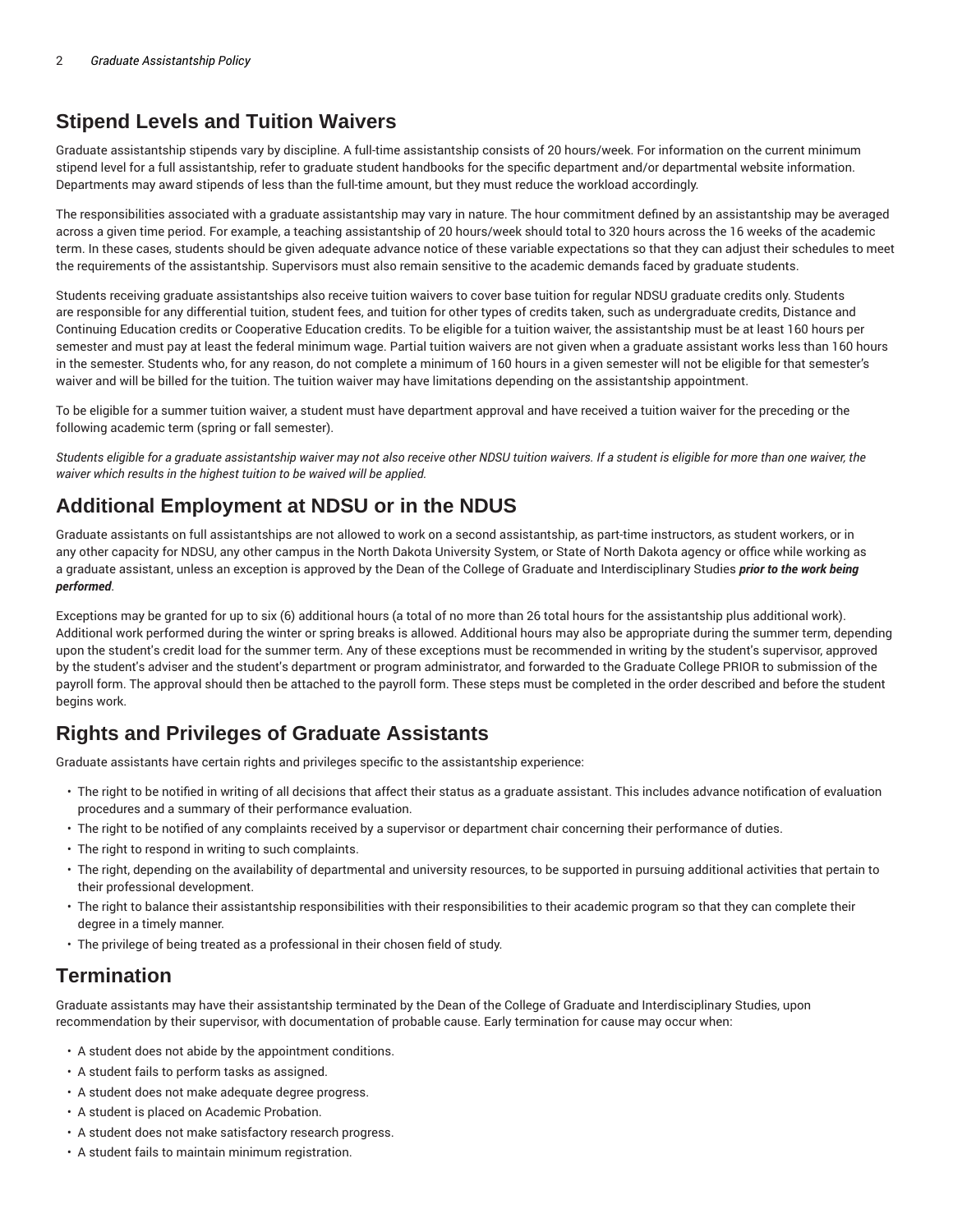## Stipend Levels and Tuition Waivers

Graduate assistantship stipends vary by discipline. A full-time assistantship consists of 20 hours/week. For information on the current minimum stipend level for a full assistantship, refer to graduate student handbooks for the specific department and/or departmental website information. Departments may award stipends of less than the full-time amount, but they must reduce the workload accordingly.

The responsibilities associated with a graduate assistantship may vary in nature. The hour commitment defined by an assistantship may be averaged across a given time period. For example, a teaching assistantship of 20 hours/week should total to 320 hours across the 16 weeks of the academic term. In these cases, students should be given adequate advance notice of these variable expectations so that they can adjust their schedules to meet the requirements of the assistantship. Supervisors must also remain sensitive to the academic demands faced by graduate students.

Students receiving graduate assistantships also receive tuition waivers to cover base tuition for regular NDSU graduate credits only. Students are responsible for any differential tuition, student fees, and tuition for other types of credits taken, such as undergraduate credits, Distance and Continuing Education credits or Cooperative Education credits. To be eligible for a tuition waiver, the assistantship must be at least 160 hours per semester and must pay at least the federal minimum wage. Partial tuition waivers are not given when a graduate assistant works less than 160 hours in the semester. Students who, for any reason, do not complete a minimum of 160 hours in a given semester will not be eligible for that semester's waiver and will be billed for the tuition. The tuition waiver may have limitations depending on the assistantship appointment.

To be eligible for a summer tuition waiver, a student must have department approval and have received a tuition waiver for the preceding or the following academic term (spring or fall semester).

*Students eligible for a graduate assistantship waiver may not also receive other NDSU tuition waivers. If a student is eligible for more than one waiver, the waiver which results in the highest tuition to be waived will be applied.*

## Additional Employment at NDSU or in the NDUS

Graduate assistants on full assistantships are not allowed to work on a second assistantship, as part-time instructors, as student workers, or in any other capacity for NDSU, any other campus in the North Dakota University System, or State of North Dakota agency or office while working as a graduate assistant, unless an exception is approved by the Dean of the College of Graduate and Interdisciplinary Studies ***prior to the work being performed***.

Exceptions may be granted for up to six (6) additional hours (a total of no more than 26 total hours for the assistantship plus additional work). Additional work performed during the winter or spring breaks is allowed. Additional hours may also be appropriate during the summer term, depending upon the student's credit load for the summer term. Any of these exceptions must be recommended in writing by the student's supervisor, approved by the student's adviser and the student's department or program administrator, and forwarded to the Graduate College PRIOR to submission of the payroll form. The approval should then be attached to the payroll form. These steps must be completed in the order described and before the student begins work.

## Rights and Privileges of Graduate Assistants

Graduate assistants have certain rights and privileges specific to the assistantship experience:

- The right to be notified in writing of all decisions that affect their status as a graduate assistant. This includes advance notification of evaluation procedures and a summary of their performance evaluation.
- The right to be notified of any complaints received by a supervisor or department chair concerning their performance of duties.
- The right to respond in writing to such complaints.
- The right, depending on the availability of departmental and university resources, to be supported in pursuing additional activities that pertain to their professional development.
- The right to balance their assistantship responsibilities with their responsibilities to their academic program so that they can complete their degree in a timely manner.
- The privilege of being treated as a professional in their chosen field of study.

## Termination

Graduate assistants may have their assistantship terminated by the Dean of the College of Graduate and Interdisciplinary Studies, upon recommendation by their supervisor, with documentation of probable cause. Early termination for cause may occur when:

- A student does not abide by the appointment conditions.
- A student fails to perform tasks as assigned.
- A student does not make adequate degree progress.
- A student is placed on Academic Probation.
- A student does not make satisfactory research progress.
- A student fails to maintain minimum registration.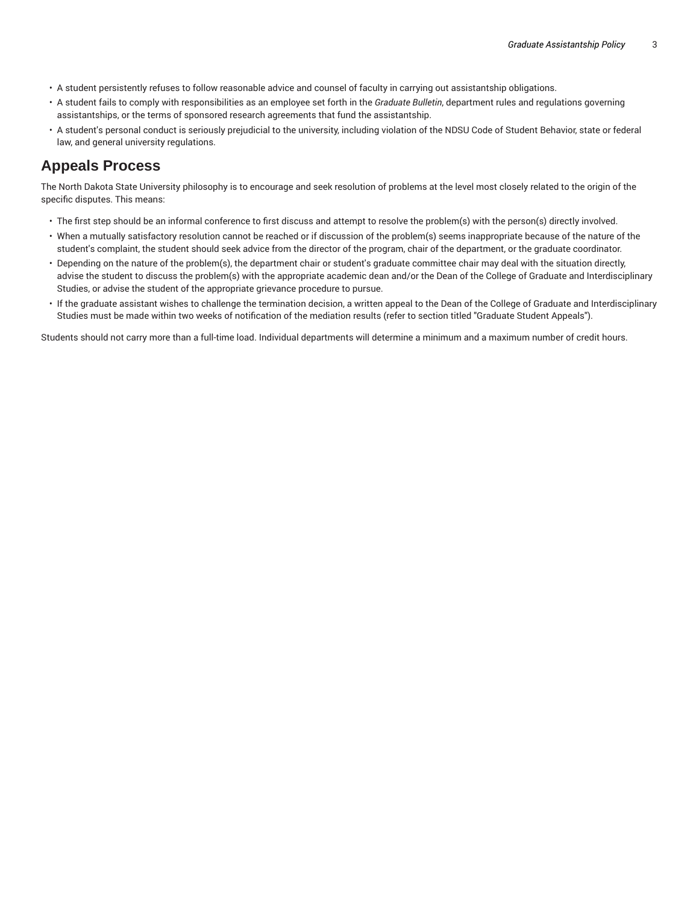- A student persistently refuses to follow reasonable advice and counsel of faculty in carrying out assistantship obligations.
- A student fails to comply with responsibilities as an employee set forth in the *Graduate Bulletin*, department rules and regulations governing assistantships, or the terms of sponsored research agreements that fund the assistantship.
- A student's personal conduct is seriously prejudicial to the university, including violation of the NDSU Code of Student Behavior, state or federal law, and general university regulations.

## Appeals Process

The North Dakota State University philosophy is to encourage and seek resolution of problems at the level most closely related to the origin of the specific disputes. This means:

- The first step should be an informal conference to first discuss and attempt to resolve the problem(s) with the person(s) directly involved.
- When a mutually satisfactory resolution cannot be reached or if discussion of the problem(s) seems inappropriate because of the nature of the student's complaint, the student should seek advice from the director of the program, chair of the department, or the graduate coordinator.
- Depending on the nature of the problem(s), the department chair or student's graduate committee chair may deal with the situation directly, advise the student to discuss the problem(s) with the appropriate academic dean and/or the Dean of the College of Graduate and Interdisciplinary Studies, or advise the student of the appropriate grievance procedure to pursue.
- If the graduate assistant wishes to challenge the termination decision, a written appeal to the Dean of the College of Graduate and Interdisciplinary Studies must be made within two weeks of notification of the mediation results (refer to section titled "Graduate Student Appeals").

Students should not carry more than a full-time load. Individual departments will determine a minimum and a maximum number of credit hours.